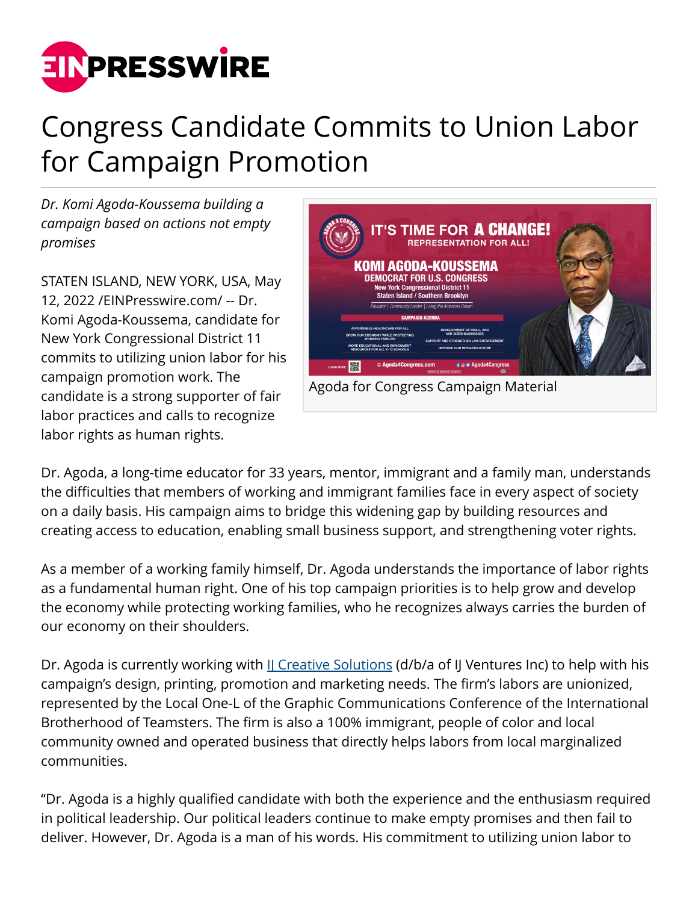# Congress Candidate Commits to Union Labor for Campaign Promotion

*Dr. Komi Agoda-Koussema building a campaign based on actions not empty promises*

Agoda for Congress Campaign Material

STATEN ISLAND, NEW YORK, USA, May 12, 2022 /EINPresswire.com/ -- Dr. Komi Agoda-Koussema, candidate for New York Congressional District 11 commits to utilizing union labor for his campaign promotion work. The candidate is a strong supporter of fair labor practices and calls to recognize labor rights as human rights.

Dr. Agoda, a long-time educator for 33 years, mentor, immigrant and a family man, understands the difficulties that members of working and immigrant families face in every aspect of society on a daily basis. His campaign aims to bridge this widening gap by building resources and creating access to education, enabling small business support, and strengthening voter rights.

As a member of a working family himself, Dr. Agoda understands the importance of labor rights as a fundamental human right. One of his top campaign priorities is to help grow and develop the economy while protecting working families, who he recognizes always carries the burden of our economy on their shoulders.

Dr. Agoda is currently working with [IJ Creative Solutions](#) (d/b/a of IJ Ventures Inc) to help with his campaign's design, printing, promotion and marketing needs. The firm's labors are unionized, represented by the Local One-L of the Graphic Communications Conference of the International Brotherhood of Teamsters. The firm is also a 100% immigrant, people of color and local community owned and operated business that directly helps labors from local marginalized communities.

"Dr. Agoda is a highly qualified candidate with both the experience and the enthusiasm required in political leadership. Our political leaders continue to make empty promises and then fail to deliver. However, Dr. Agoda is a man of his words. His commitment to utilizing union labor to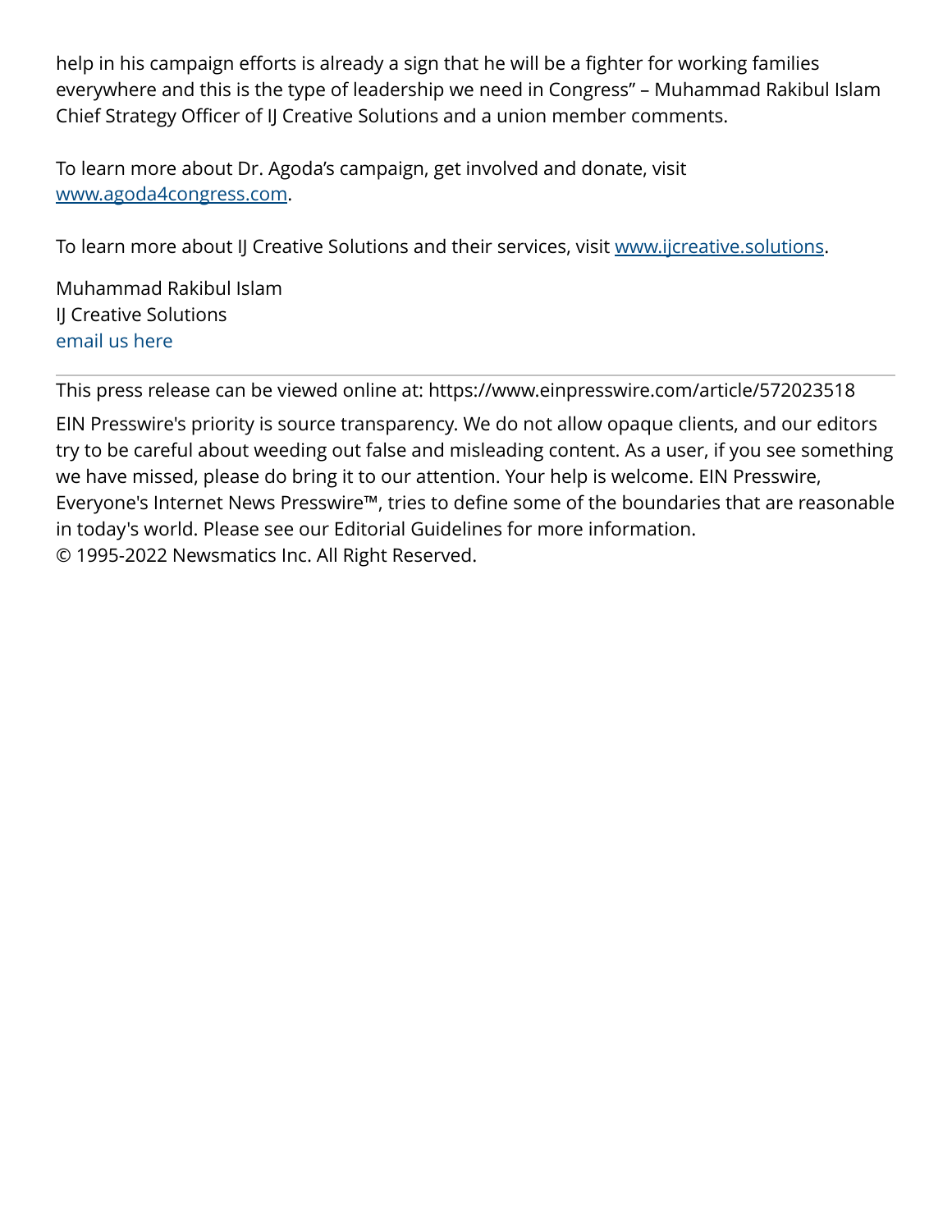help in his campaign efforts is already a sign that he will be a fighter for working families everywhere and this is the type of leadership we need in Congress" – Muhammad Rakibul Islam Chief Strategy Officer of IJ Creative Solutions and a union member comments.

To learn more about Dr. Agoda's campaign, get involved and donate, visit www.agoda4congress.com.

To learn more about IJ Creative Solutions and their services, visit www.ijcreative.solutions.

Muhammad Rakibul Islam
IJ Creative Solutions
email us here

---

This press release can be viewed online at: https://www.einpresswire.com/article/572023518

EIN Presswire's priority is source transparency. We do not allow opaque clients, and our editors try to be careful about weeding out false and misleading content. As a user, if you see something we have missed, please do bring it to our attention. Your help is welcome. EIN Presswire, Everyone's Internet News Presswire™, tries to define some of the boundaries that are reasonable in today's world. Please see our Editorial Guidelines for more information.
© 1995-2022 Newsmatics Inc. All Right Reserved.